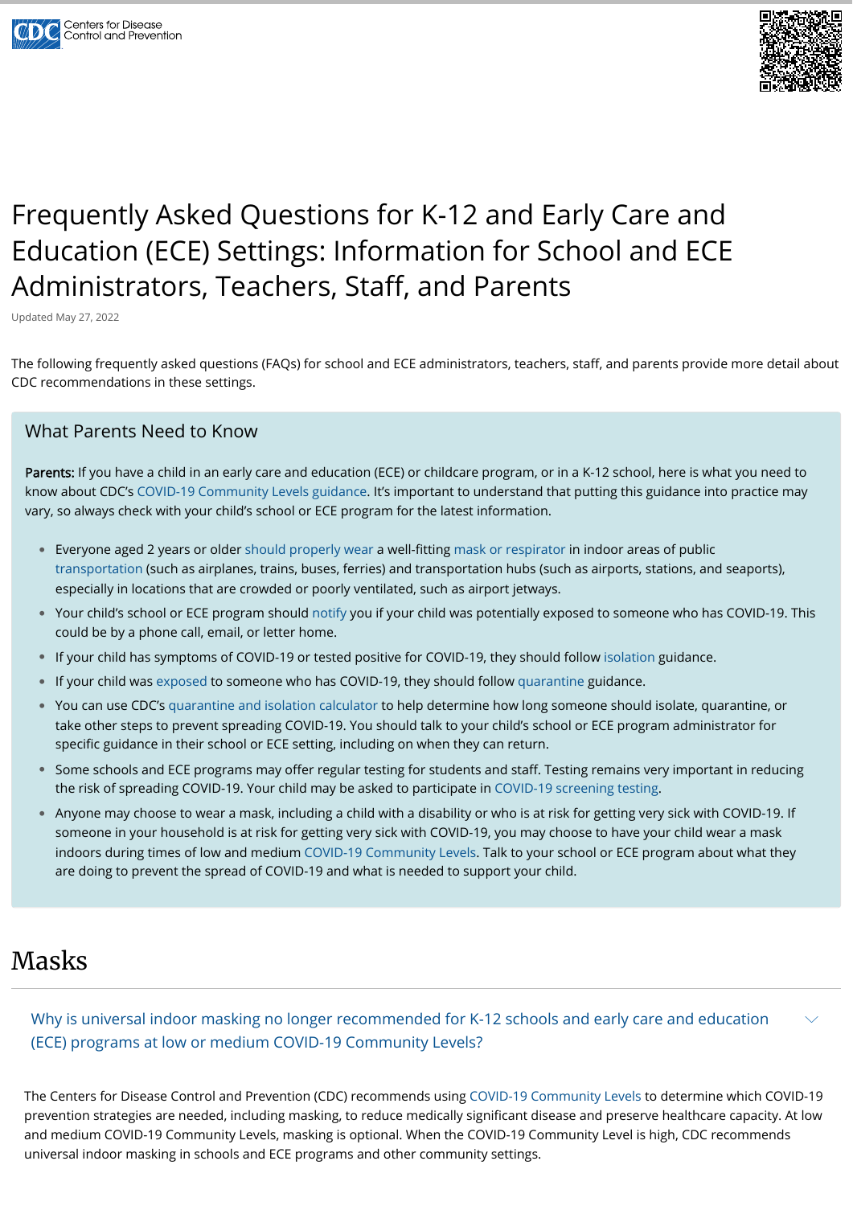# Frequently Asked Questions for K-12 and Early Care and Education (ECE) Settings: Information for School and ECE Administrators, Teachers, Staff, and Parents

Updated May 27, 2022

The following frequently asked questions (FAQs) for school and ECE administrators, teachers, staff, and parents provide more detail about CDC recommendations in these settings.

## What Parents Need to Know

**Parents:** If you have a child in an early care and education (ECE) or childcare program, or in a K-12 school, here is what you need to know about CDC's COVID-19 Community Levels guidance. It's important to understand that putting this guidance into practice may vary, so always check with your child's school or ECE program for the latest information.

- Everyone aged 2 years or older should properly wear a well-fitting mask or respirator in indoor areas of public transportation (such as airplanes, trains, buses, ferries) and transportation hubs (such as airports, stations, and seaports), especially in locations that are crowded or poorly ventilated, such as airport jetways.
- Your child's school or ECE program should notify you if your child was potentially exposed to someone who has COVID-19. This could be by a phone call, email, or letter home.
- If your child has symptoms of COVID-19 or tested positive for COVID-19, they should follow isolation guidance.
- If your child was exposed to someone who has COVID-19, they should follow quarantine guidance.
- You can use CDC's quarantine and isolation calculator to help determine how long someone should isolate, quarantine, or take other steps to prevent spreading COVID-19. You should talk to your child's school or ECE program administrator for specific guidance in their school or ECE setting, including on when they can return.
- Some schools and ECE programs may offer regular testing for students and staff. Testing remains very important in reducing the risk of spreading COVID-19. Your child may be asked to participate in COVID-19 screening testing.
- Anyone may choose to wear a mask, including a child with a disability or who is at risk for getting very sick with COVID-19. If someone in your household is at risk for getting very sick with COVID-19, you may choose to have your child wear a mask indoors during times of low and medium COVID-19 Community Levels. Talk to your school or ECE program about what they are doing to prevent the spread of COVID-19 and what is needed to support your child.

# Masks

### Why is universal indoor masking no longer recommended for K-12 schools and early care and education (ECE) programs at low or medium COVID-19 Community Levels?

The Centers for Disease Control and Prevention (CDC) recommends using COVID-19 Community Levels to determine which COVID-19 prevention strategies are needed, including masking, to reduce medically significant disease and preserve healthcare capacity. At low and medium COVID-19 Community Levels, masking is optional. When the COVID-19 Community Level is high, CDC recommends universal indoor masking in schools and ECE programs and other community settings.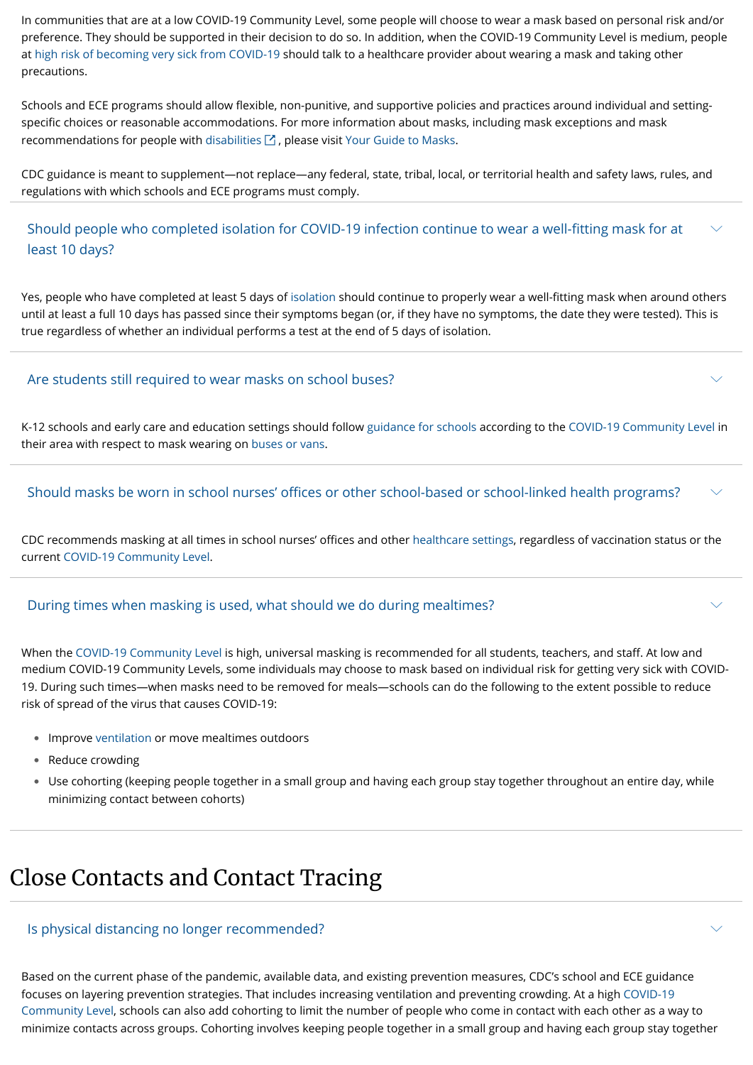In communities that are at a low COVID-19 Community Level, some people will choose to wear a mask based on personal risk and/or preference. They should be supported in their decision to do so. In addition, when the COVID-19 Community Level is medium, people at high risk of becoming very sick from COVID-19 should talk to a healthcare provider about wearing a mask and taking other precautions.

Schools and ECE programs should allow flexible, non-punitive, and supportive policies and practices around individual and setting-specific choices or reasonable accommodations. For more information about masks, including mask exceptions and mask recommendations for people with disabilities, please visit Your Guide to Masks.

CDC guidance is meant to supplement—not replace—any federal, state, tribal, local, or territorial health and safety laws, rules, and regulations with which schools and ECE programs must comply.

### Should people who completed isolation for COVID-19 infection continue to wear a well-fitting mask for at least 10 days?

Yes, people who have completed at least 5 days of isolation should continue to properly wear a well-fitting mask when around others until at least a full 10 days has passed since their symptoms began (or, if they have no symptoms, the date they were tested). This is true regardless of whether an individual performs a test at the end of 5 days of isolation.

### Are students still required to wear masks on school buses?

K-12 schools and early care and education settings should follow guidance for schools according to the COVID-19 Community Level in their area with respect to mask wearing on buses or vans.

### Should masks be worn in school nurses' offices or other school-based or school-linked health programs?

CDC recommends masking at all times in school nurses' offices and other healthcare settings, regardless of vaccination status or the current COVID-19 Community Level.

### During times when masking is used, what should we do during mealtimes?

When the COVID-19 Community Level is high, universal masking is recommended for all students, teachers, and staff. At low and medium COVID-19 Community Levels, some individuals may choose to mask based on individual risk for getting very sick with COVID-19. During such times—when masks need to be removed for meals—schools can do the following to the extent possible to reduce risk of spread of the virus that causes COVID-19:

- Improve ventilation or move mealtimes outdoors
- Reduce crowding
- Use cohorting (keeping people together in a small group and having each group stay together throughout an entire day, while minimizing contact between cohorts)

## Close Contacts and Contact Tracing

### Is physical distancing no longer recommended?

Based on the current phase of the pandemic, available data, and existing prevention measures, CDC's school and ECE guidance focuses on layering prevention strategies. That includes increasing ventilation and preventing crowding. At a high COVID-19 Community Level, schools can also add cohorting to limit the number of people who come in contact with each other as a way to minimize contacts across groups. Cohorting involves keeping people together in a small group and having each group stay together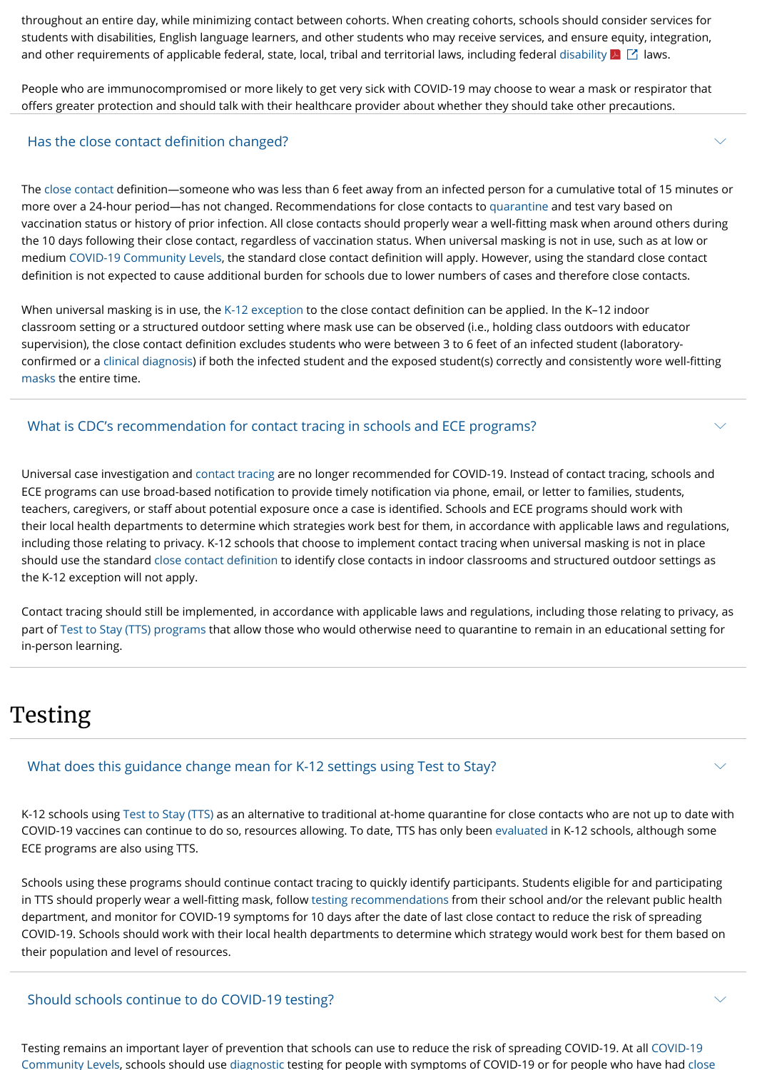throughout an entire day, while minimizing contact between cohorts. When creating cohorts, schools should consider services for students with disabilities, English language learners, and other students who may receive services, and ensure equity, integration, and other requirements of applicable federal, state, local, tribal and territorial laws, including federal disability laws.

People who are immunocompromised or more likely to get very sick with COVID-19 may choose to wear a mask or respirator that offers greater protection and should talk with their healthcare provider about whether they should take other precautions.

### Has the close contact definition changed?

The close contact definition—someone who was less than 6 feet away from an infected person for a cumulative total of 15 minutes or more over a 24-hour period—has not changed. Recommendations for close contacts to quarantine and test vary based on vaccination status or history of prior infection. All close contacts should properly wear a well-fitting mask when around others during the 10 days following their close contact, regardless of vaccination status. When universal masking is not in use, such as at low or medium COVID-19 Community Levels, the standard close contact definition will apply. However, using the standard close contact definition is not expected to cause additional burden for schools due to lower numbers of cases and therefore close contacts.

When universal masking is in use, the K-12 exception to the close contact definition can be applied. In the K–12 indoor classroom setting or a structured outdoor setting where mask use can be observed (i.e., holding class outdoors with educator supervision), the close contact definition excludes students who were between 3 to 6 feet of an infected student (laboratory-confirmed or a clinical diagnosis) if both the infected student and the exposed student(s) correctly and consistently wore well-fitting masks the entire time.

### What is CDC's recommendation for contact tracing in schools and ECE programs?

Universal case investigation and contact tracing are no longer recommended for COVID-19. Instead of contact tracing, schools and ECE programs can use broad-based notification to provide timely notification via phone, email, or letter to families, students, teachers, caregivers, or staff about potential exposure once a case is identified. Schools and ECE programs should work with their local health departments to determine which strategies work best for them, in accordance with applicable laws and regulations, including those relating to privacy. K-12 schools that choose to implement contact tracing when universal masking is not in place should use the standard close contact definition to identify close contacts in indoor classrooms and structured outdoor settings as the K-12 exception will not apply.

Contact tracing should still be implemented, in accordance with applicable laws and regulations, including those relating to privacy, as part of Test to Stay (TTS) programs that allow those who would otherwise need to quarantine to remain in an educational setting for in-person learning.

## Testing

### What does this guidance change mean for K-12 settings using Test to Stay?

K-12 schools using Test to Stay (TTS) as an alternative to traditional at-home quarantine for close contacts who are not up to date with COVID-19 vaccines can continue to do so, resources allowing. To date, TTS has only been evaluated in K-12 schools, although some ECE programs are also using TTS.

Schools using these programs should continue contact tracing to quickly identify participants. Students eligible for and participating in TTS should properly wear a well-fitting mask, follow testing recommendations from their school and/or the relevant public health department, and monitor for COVID-19 symptoms for 10 days after the date of last close contact to reduce the risk of spreading COVID-19. Schools should work with their local health departments to determine which strategy would work best for them based on their population and level of resources.

### Should schools continue to do COVID-19 testing?

Testing remains an important layer of prevention that schools can use to reduce the risk of spreading COVID-19. At all COVID-19 Community Levels, schools should use diagnostic testing for people with symptoms of COVID-19 or for people who have had close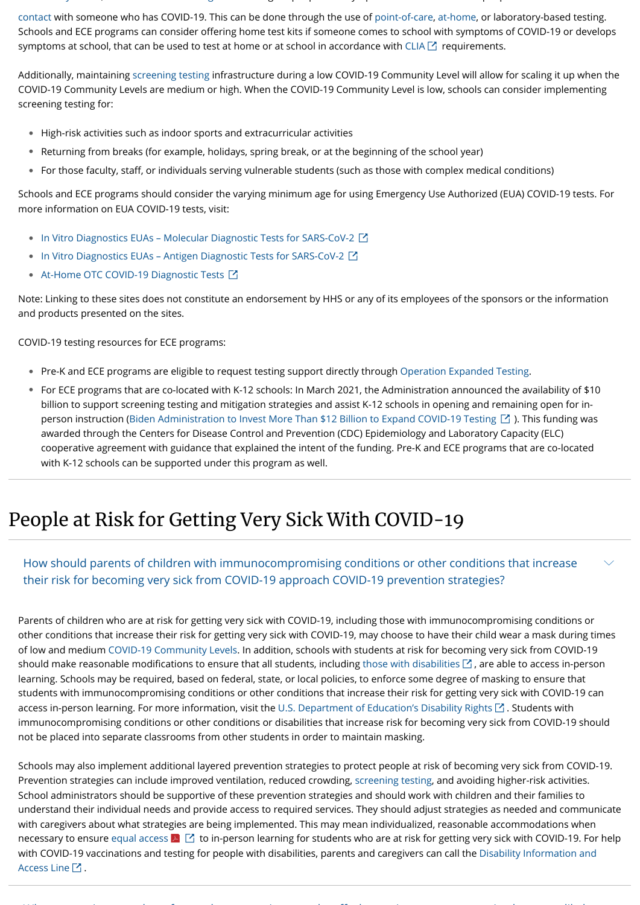contact with someone who has COVID-19. This can be done through the use of point-of-care, at-home, or laboratory-based testing. Schools and ECE programs can consider offering home test kits if someone comes to school with symptoms of COVID-19 or develops symptoms at school, that can be used to test at home or at school in accordance with CLIA requirements.

Additionally, maintaining screening testing infrastructure during a low COVID-19 Community Level will allow for scaling it up when the COVID-19 Community Levels are medium or high. When the COVID-19 Community Level is low, schools can consider implementing screening testing for:

- High-risk activities such as indoor sports and extracurricular activities
- Returning from breaks (for example, holidays, spring break, or at the beginning of the school year)
- For those faculty, staff, or individuals serving vulnerable students (such as those with complex medical conditions)

Schools and ECE programs should consider the varying minimum age for using Emergency Use Authorized (EUA) COVID-19 tests. For more information on EUA COVID-19 tests, visit:

- In Vitro Diagnostics EUAs – Molecular Diagnostic Tests for SARS-CoV-2
- In Vitro Diagnostics EUAs – Antigen Diagnostic Tests for SARS-CoV-2
- At-Home OTC COVID-19 Diagnostic Tests

Note: Linking to these sites does not constitute an endorsement by HHS or any of its employees of the sponsors or the information and products presented on the sites.

COVID-19 testing resources for ECE programs:

- Pre-K and ECE programs are eligible to request testing support directly through Operation Expanded Testing.
- For ECE programs that are co-located with K-12 schools: In March 2021, the Administration announced the availability of $10 billion to support screening testing and mitigation strategies and assist K-12 schools in opening and remaining open for in-person instruction (Biden Administration to Invest More Than $12 Billion to Expand COVID-19 Testing ). This funding was awarded through the Centers for Disease Control and Prevention (CDC) Epidemiology and Laboratory Capacity (ELC) cooperative agreement with guidance that explained the intent of the funding. Pre-K and ECE programs that are co-located with K-12 schools can be supported under this program as well.

# People at Risk for Getting Very Sick With COVID-19

## How should parents of children with immunocompromising conditions or other conditions that increase their risk for becoming very sick from COVID-19 approach COVID-19 prevention strategies?

Parents of children who are at risk for getting very sick with COVID-19, including those with immunocompromising conditions or other conditions that increase their risk for getting very sick with COVID-19, may choose to have their child wear a mask during times of low and medium COVID-19 Community Levels. In addition, schools with students at risk for becoming very sick from COVID-19 should make reasonable modifications to ensure that all students, including those with disabilities, are able to access in-person learning. Schools may be required, based on federal, state, or local policies, to enforce some degree of masking to ensure that students with immunocompromising conditions or other conditions that increase their risk for getting very sick with COVID-19 can access in-person learning. For more information, visit the U.S. Department of Education's Disability Rights. Students with immunocompromising conditions or other conditions or disabilities that increase risk for becoming very sick from COVID-19 should not be placed into separate classrooms from other students in order to maintain masking.

Schools may also implement additional layered prevention strategies to protect people at risk of becoming very sick from COVID-19. Prevention strategies can include improved ventilation, reduced crowding, screening testing, and avoiding higher-risk activities. School administrators should be supportive of these prevention strategies and should work with children and their families to understand their individual needs and provide access to required services. They should adjust strategies as needed and communicate with caregivers about what strategies are being implemented. This may mean individualized, reasonable accommodations when necessary to ensure equal access to in-person learning for students who are at risk for getting very sick with COVID-19. For help with COVID-19 vaccinations and testing for people with disabilities, parents and caregivers can call the Disability Information and Access Line.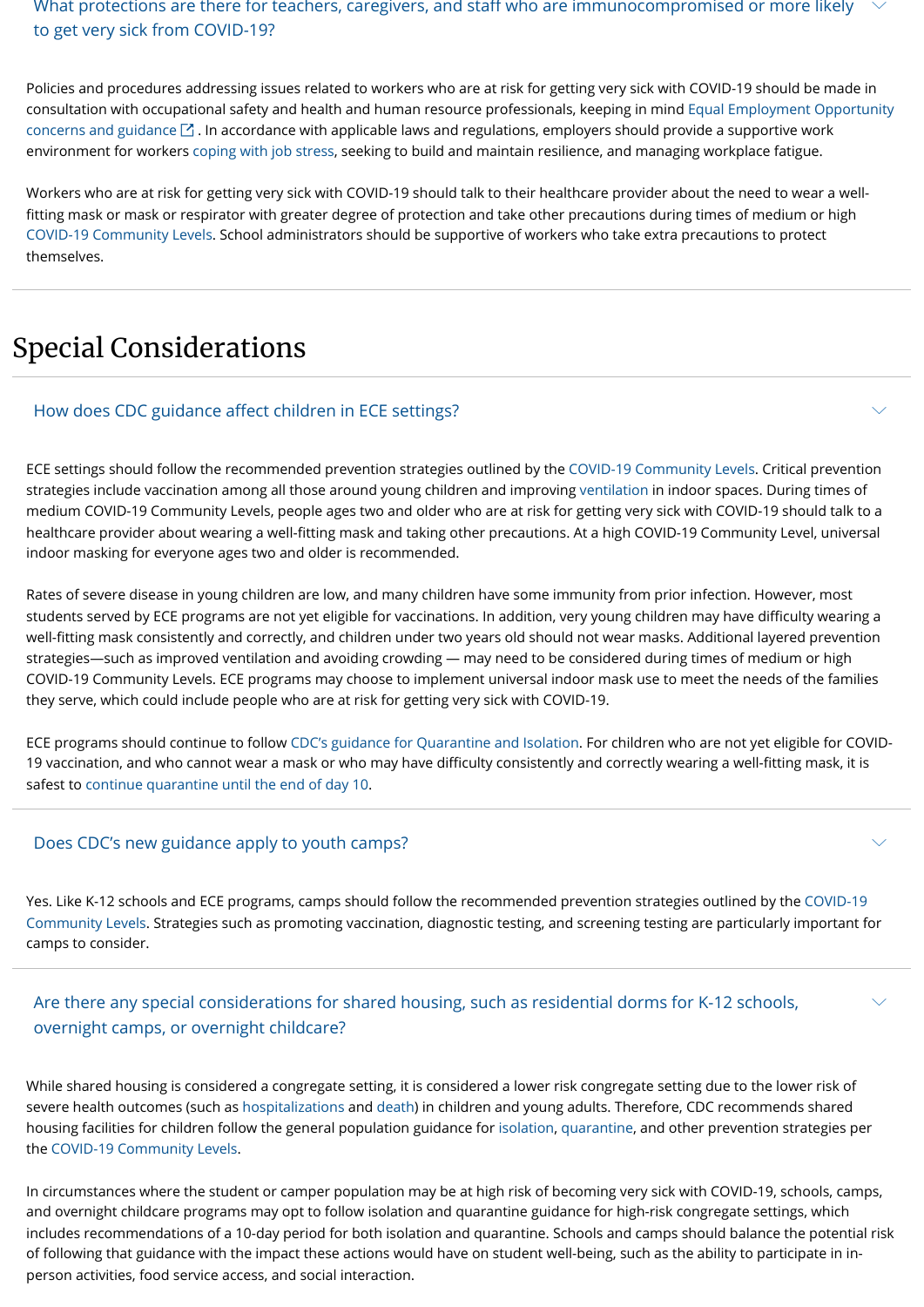### What protections are there for teachers, caregivers, and staff who are immunocompromised or more likely to get very sick from COVID-19?

Policies and procedures addressing issues related to workers who are at risk for getting very sick with COVID-19 should be made in consultation with occupational safety and health and human resource professionals, keeping in mind Equal Employment Opportunity concerns and guidance. In accordance with applicable laws and regulations, employers should provide a supportive work environment for workers coping with job stress, seeking to build and maintain resilience, and managing workplace fatigue.

Workers who are at risk for getting very sick with COVID-19 should talk to their healthcare provider about the need to wear a well-fitting mask or mask or respirator with greater degree of protection and take other precautions during times of medium or high COVID-19 Community Levels. School administrators should be supportive of workers who take extra precautions to protect themselves.

## Special Considerations

### How does CDC guidance affect children in ECE settings?

ECE settings should follow the recommended prevention strategies outlined by the COVID-19 Community Levels. Critical prevention strategies include vaccination among all those around young children and improving ventilation in indoor spaces. During times of medium COVID-19 Community Levels, people ages two and older who are at risk for getting very sick with COVID-19 should talk to a healthcare provider about wearing a well-fitting mask and taking other precautions. At a high COVID-19 Community Level, universal indoor masking for everyone ages two and older is recommended.

Rates of severe disease in young children are low, and many children have some immunity from prior infection. However, most students served by ECE programs are not yet eligible for vaccinations. In addition, very young children may have difficulty wearing a well-fitting mask consistently and correctly, and children under two years old should not wear masks. Additional layered prevention strategies—such as improved ventilation and avoiding crowding — may need to be considered during times of medium or high COVID-19 Community Levels. ECE programs may choose to implement universal indoor mask use to meet the needs of the families they serve, which could include people who are at risk for getting very sick with COVID-19.

ECE programs should continue to follow CDC's guidance for Quarantine and Isolation. For children who are not yet eligible for COVID-19 vaccination, and who cannot wear a mask or who may have difficulty consistently and correctly wearing a well-fitting mask, it is safest to continue quarantine until the end of day 10.

### Does CDC's new guidance apply to youth camps?

Yes. Like K-12 schools and ECE programs, camps should follow the recommended prevention strategies outlined by the COVID-19 Community Levels. Strategies such as promoting vaccination, diagnostic testing, and screening testing are particularly important for camps to consider.

### Are there any special considerations for shared housing, such as residential dorms for K-12 schools, overnight camps, or overnight childcare?

While shared housing is considered a congregate setting, it is considered a lower risk congregate setting due to the lower risk of severe health outcomes (such as hospitalizations and death) in children and young adults. Therefore, CDC recommends shared housing facilities for children follow the general population guidance for isolation, quarantine, and other prevention strategies per the COVID-19 Community Levels.

In circumstances where the student or camper population may be at high risk of becoming very sick with COVID-19, schools, camps, and overnight childcare programs may opt to follow isolation and quarantine guidance for high-risk congregate settings, which includes recommendations of a 10-day period for both isolation and quarantine. Schools and camps should balance the potential risk of following that guidance with the impact these actions would have on student well-being, such as the ability to participate in in-person activities, food service access, and social interaction.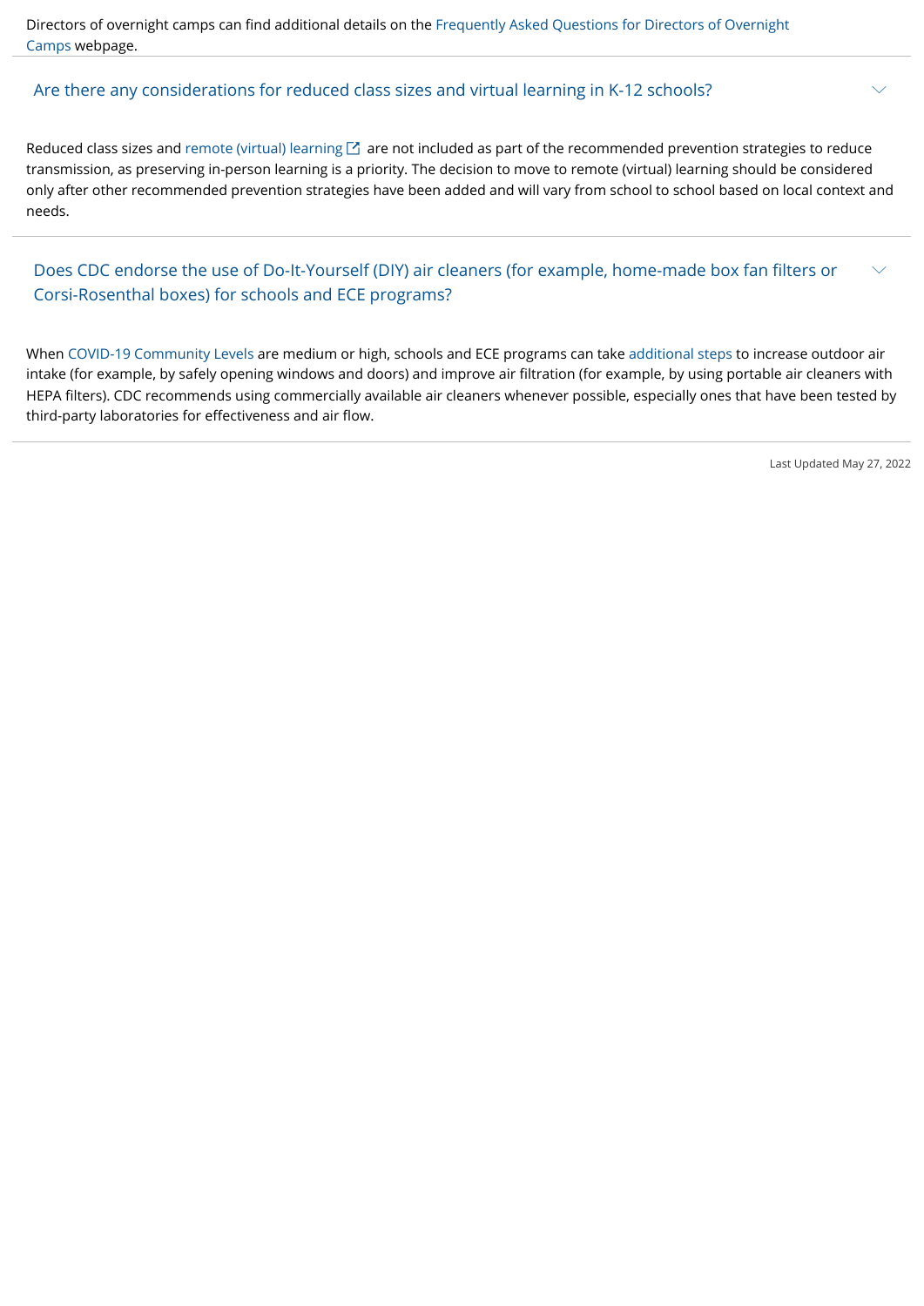Directors of overnight camps can find additional details on the Frequently Asked Questions for Directors of Overnight Camps webpage.

### Are there any considerations for reduced class sizes and virtual learning in K-12 schools?

Reduced class sizes and remote (virtual) learning are not included as part of the recommended prevention strategies to reduce transmission, as preserving in-person learning is a priority. The decision to move to remote (virtual) learning should be considered only after other recommended prevention strategies have been added and will vary from school to school based on local context and needs.

### Does CDC endorse the use of Do-It-Yourself (DIY) air cleaners (for example, home-made box fan filters or Corsi-Rosenthal boxes) for schools and ECE programs?

When COVID-19 Community Levels are medium or high, schools and ECE programs can take additional steps to increase outdoor air intake (for example, by safely opening windows and doors) and improve air filtration (for example, by using portable air cleaners with HEPA filters). CDC recommends using commercially available air cleaners whenever possible, especially ones that have been tested by third-party laboratories for effectiveness and air flow.

Last Updated May 27, 2022